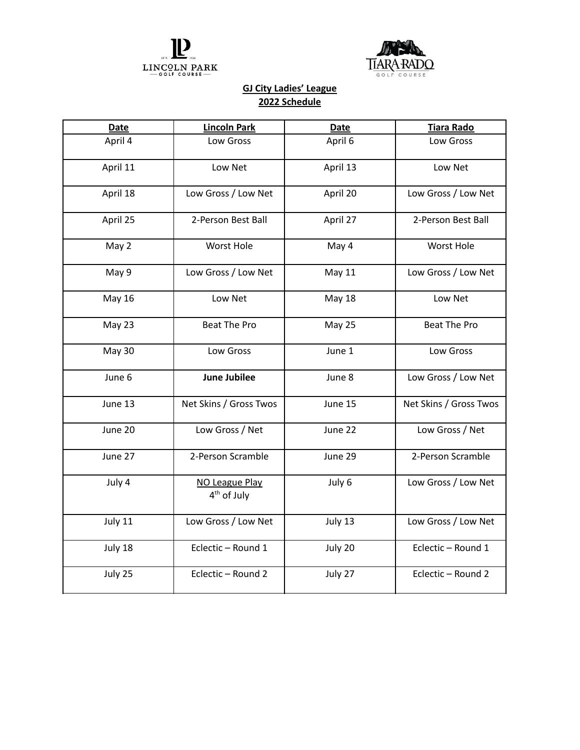# GJ City Ladies' League

## 2022 Schedule

| Date | Lincoln Park | Date | Tiara Rado |
|---|---|---|---|
| April 4 | Low Gross | April 6 | Low Gross |
| April 11 | Low Net | April 13 | Low Net |
| April 18 | Low Gross / Low Net | April 20 | Low Gross / Low Net |
| April 25 | 2-Person Best Ball | April 27 | 2-Person Best Ball |
| May 2 | Worst Hole | May 4 | Worst Hole |
| May 9 | Low Gross / Low Net | May 11 | Low Gross / Low Net |
| May 16 | Low Net | May 18 | Low Net |
| May 23 | Beat The Pro | May 25 | Beat The Pro |
| May 30 | Low Gross | June 1 | Low Gross |
| June 6 | **June Jubilee** | June 8 | Low Gross / Low Net |
| June 13 | Net Skins / Gross Twos | June 15 | Net Skins / Gross Twos |
| June 20 | Low Gross / Net | June 22 | Low Gross / Net |
| June 27 | 2-Person Scramble | June 29 | 2-Person Scramble |
| July 4 | NO League Play 4th of July | July 6 | Low Gross / Low Net |
| July 11 | Low Gross / Low Net | July 13 | Low Gross / Low Net |
| July 18 | Eclectic – Round 1 | July 20 | Eclectic – Round 1 |
| July 25 | Eclectic – Round 2 | July 27 | Eclectic – Round 2 |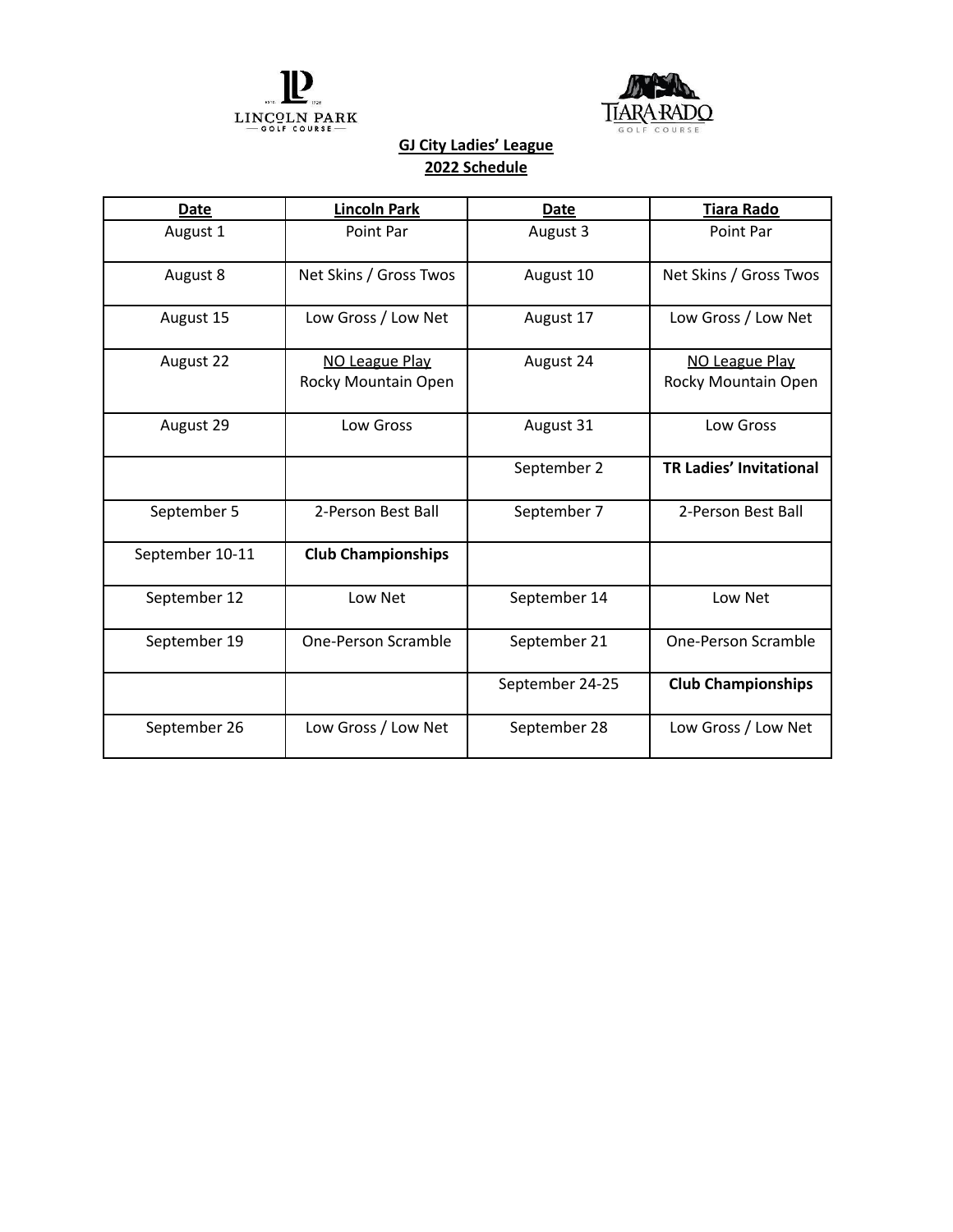**GJ City Ladies' League**
**2022 Schedule**

| Date | Lincoln Park | Date | Tiara Rado |
|---|---|---|---|
| August 1 | Point Par | August 3 | Point Par |
| August 8 | Net Skins / Gross Twos | August 10 | Net Skins / Gross Twos |
| August 15 | Low Gross / Low Net | August 17 | Low Gross / Low Net |
| August 22 | NO League Play Rocky Mountain Open | August 24 | NO League Play Rocky Mountain Open |
| August 29 | Low Gross | August 31 | Low Gross |
| | | September 2 | **TR Ladies' Invitational** |
| September 5 | 2-Person Best Ball | September 7 | 2-Person Best Ball |
| September 10-11 | **Club Championships** | | |
| September 12 | Low Net | September 14 | Low Net |
| September 19 | One-Person Scramble | September 21 | One-Person Scramble |
| | | September 24-25 | **Club Championships** |
| September 26 | Low Gross / Low Net | September 28 | Low Gross / Low Net |